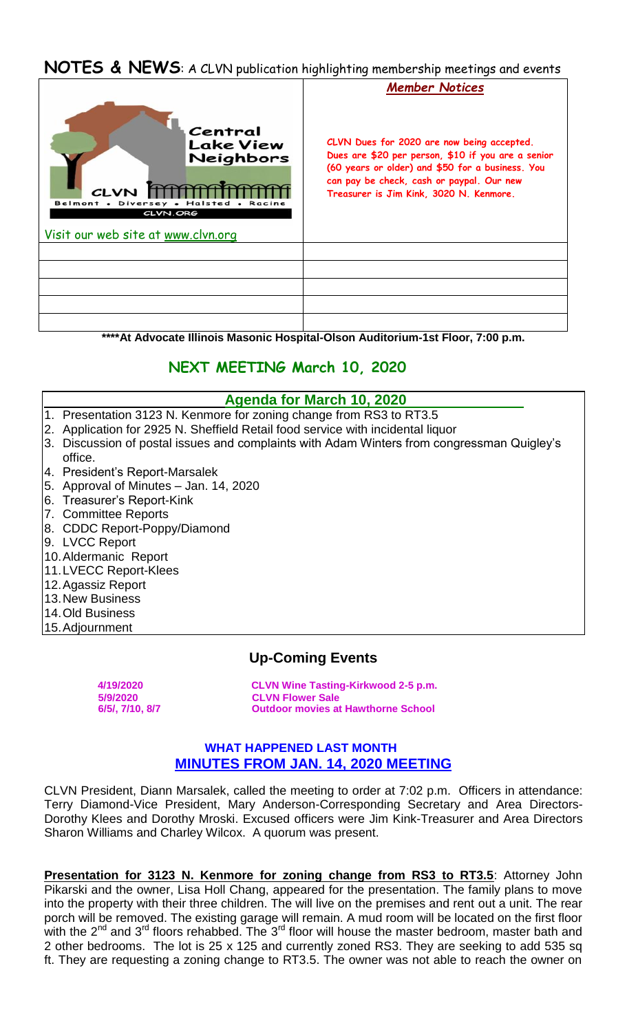# NOTES & NEWS: A CLVN publication highlighting membership meetings and events

| | *Member Notices* |
|---|---|
| Central Lake View Neighbors<br>CLVN<br>Belmont • Diversey • Halsted • Racine<br>CLVN.ORG<br><br>Visit our web site at www.clvn.org | **CLVN Dues for 2020 are now being accepted. Dues are $20 per person, $10 if you are a senior (60 years or older) and $50 for a business. You can pay be check, cash or paypal. Our new Treasurer is Jim Kink, 3020 N. Kenmore.** |
| | |
| | |
| | |
| | |
| | |

**\*\*\*\*At Advocate Illinois Masonic Hospital-Olson Auditorium-1st Floor, 7:00 p.m.**

## NEXT MEETING March 10, 2020

### Agenda for March 10, 2020

1. Presentation 3123 N. Kenmore for zoning change from RS3 to RT3.5
2. Application for 2925 N. Sheffield Retail food service with incidental liquor
3. Discussion of postal issues and complaints with Adam Winters from congressman Quigley's office.
4. President's Report-Marsalek
5. Approval of Minutes – Jan. 14, 2020
6. Treasurer's Report-Kink
7. Committee Reports
8. CDDC Report-Poppy/Diamond
9. LVCC Report
10. Aldermanic Report
11. LVECC Report-Klees
12. Agassiz Report
13. New Business
14. Old Business
15. Adjournment

## Up-Coming Events

| | |
|---|---|
| **4/19/2020** | **CLVN Wine Tasting-Kirkwood 2-5 p.m.** |
| **5/9/2020** | **CLVN Flower Sale** |
| **6/5/, 7/10, 8/7** | **Outdoor movies at Hawthorne School** |

### WHAT HAPPENED LAST MONTH
### MINUTES FROM JAN. 14, 2020 MEETING

CLVN President, Diann Marsalek, called the meeting to order at 7:02 p.m. Officers in attendance: Terry Diamond-Vice President, Mary Anderson-Corresponding Secretary and Area Directors-Dorothy Klees and Dorothy Mroski. Excused officers were Jim Kink-Treasurer and Area Directors Sharon Williams and Charley Wilcox. A quorum was present.

**Presentation for 3123 N. Kenmore for zoning change from RS3 to RT3.5**: Attorney John Pikarski and the owner, Lisa Holl Chang, appeared for the presentation. The family plans to move into the property with their three children. The will live on the premises and rent out a unit. The rear porch will be removed. The existing garage will remain. A mud room will be located on the first floor with the 2nd and 3rd floors rehabbed. The 3rd floor will house the master bedroom, master bath and 2 other bedrooms. The lot is 25 x 125 and currently zoned RS3. They are seeking to add 535 sq ft. They are requesting a zoning change to RT3.5. The owner was not able to reach the owner on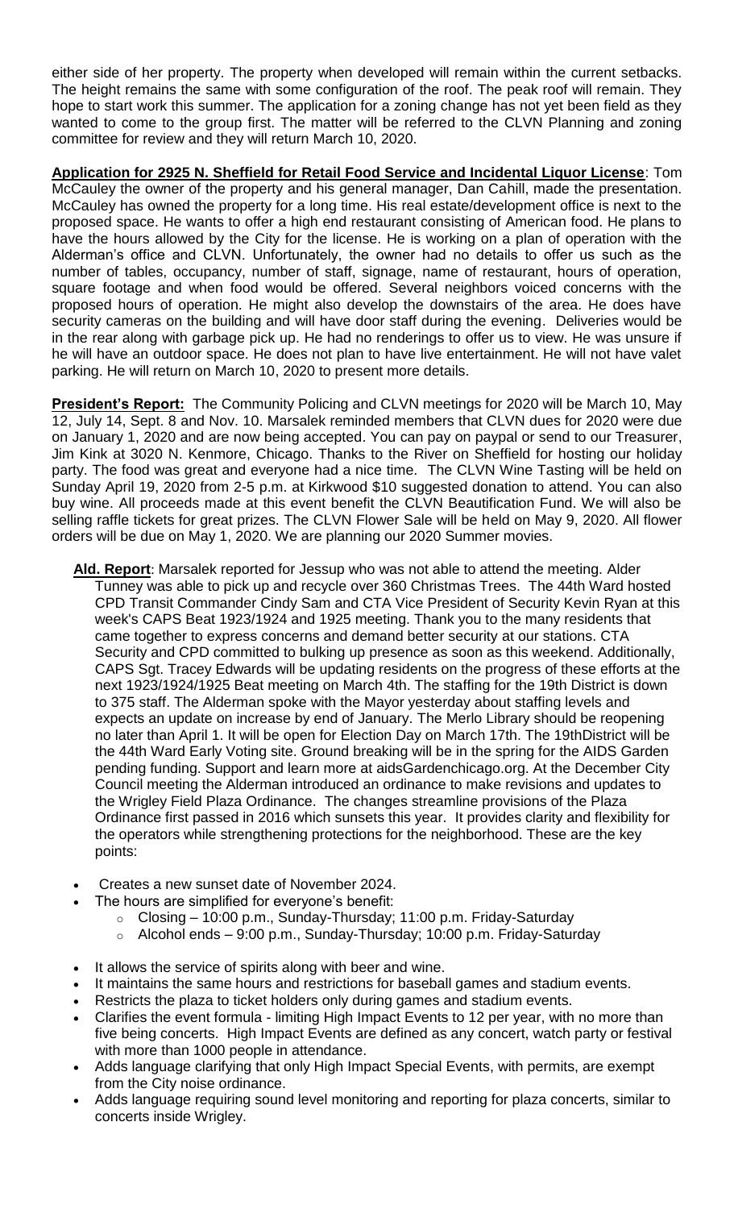either side of her property. The property when developed will remain within the current setbacks. The height remains the same with some configuration of the roof. The peak roof will remain. They hope to start work this summer. The application for a zoning change has not yet been field as they wanted to come to the group first. The matter will be referred to the CLVN Planning and zoning committee for review and they will return March 10, 2020.

**Application for 2925 N. Sheffield for Retail Food Service and Incidental Liquor License**: Tom McCauley the owner of the property and his general manager, Dan Cahill, made the presentation. McCauley has owned the property for a long time. His real estate/development office is next to the proposed space. He wants to offer a high end restaurant consisting of American food. He plans to have the hours allowed by the City for the license. He is working on a plan of operation with the Alderman's office and CLVN. Unfortunately, the owner had no details to offer us such as the number of tables, occupancy, number of staff, signage, name of restaurant, hours of operation, square footage and when food would be offered. Several neighbors voiced concerns with the proposed hours of operation. He might also develop the downstairs of the area. He does have security cameras on the building and will have door staff during the evening. Deliveries would be in the rear along with garbage pick up. He had no renderings to offer us to view. He was unsure if he will have an outdoor space. He does not plan to have live entertainment. He will not have valet parking. He will return on March 10, 2020 to present more details.

**President's Report:** The Community Policing and CLVN meetings for 2020 will be March 10, May 12, July 14, Sept. 8 and Nov. 10. Marsalek reminded members that CLVN dues for 2020 were due on January 1, 2020 and are now being accepted. You can pay on paypal or send to our Treasurer, Jim Kink at 3020 N. Kenmore, Chicago. Thanks to the River on Sheffield for hosting our holiday party. The food was great and everyone had a nice time. The CLVN Wine Tasting will be held on Sunday April 19, 2020 from 2-5 p.m. at Kirkwood $10 suggested donation to attend. You can also buy wine. All proceeds made at this event benefit the CLVN Beautification Fund. We will also be selling raffle tickets for great prizes. The CLVN Flower Sale will be held on May 9, 2020. All flower orders will be due on May 1, 2020. We are planning our 2020 Summer movies.

**Ald. Report**: Marsalek reported for Jessup who was not able to attend the meeting. Alder Tunney was able to pick up and recycle over 360 Christmas Trees. The 44th Ward hosted CPD Transit Commander Cindy Sam and CTA Vice President of Security Kevin Ryan at this week's CAPS Beat 1923/1924 and 1925 meeting. Thank you to the many residents that came together to express concerns and demand better security at our stations. CTA Security and CPD committed to bulking up presence as soon as this weekend. Additionally, CAPS Sgt. Tracey Edwards will be updating residents on the progress of these efforts at the next 1923/1924/1925 Beat meeting on March 4th. The staffing for the 19th District is down to 375 staff. The Alderman spoke with the Mayor yesterday about staffing levels and expects an update on increase by end of January. The Merlo Library should be reopening no later than April 1. It will be open for Election Day on March 17th. The 19thDistrict will be the 44th Ward Early Voting site. Ground breaking will be in the spring for the AIDS Garden pending funding. Support and learn more at aidsGardenchicago.org. At the December City Council meeting the Alderman introduced an ordinance to make revisions and updates to the Wrigley Field Plaza Ordinance. The changes streamline provisions of the Plaza Ordinance first passed in 2016 which sunsets this year. It provides clarity and flexibility for the operators while strengthening protections for the neighborhood. These are the key points:

- Creates a new sunset date of November 2024.
- The hours are simplified for everyone's benefit:
  - Closing – 10:00 p.m., Sunday-Thursday; 11:00 p.m. Friday-Saturday
  - Alcohol ends – 9:00 p.m., Sunday-Thursday; 10:00 p.m. Friday-Saturday
- It allows the service of spirits along with beer and wine.
- It maintains the same hours and restrictions for baseball games and stadium events.
- Restricts the plaza to ticket holders only during games and stadium events.
- Clarifies the event formula - limiting High Impact Events to 12 per year, with no more than five being concerts. High Impact Events are defined as any concert, watch party or festival with more than 1000 people in attendance.
- Adds language clarifying that only High Impact Special Events, with permits, are exempt from the City noise ordinance.
- Adds language requiring sound level monitoring and reporting for plaza concerts, similar to concerts inside Wrigley.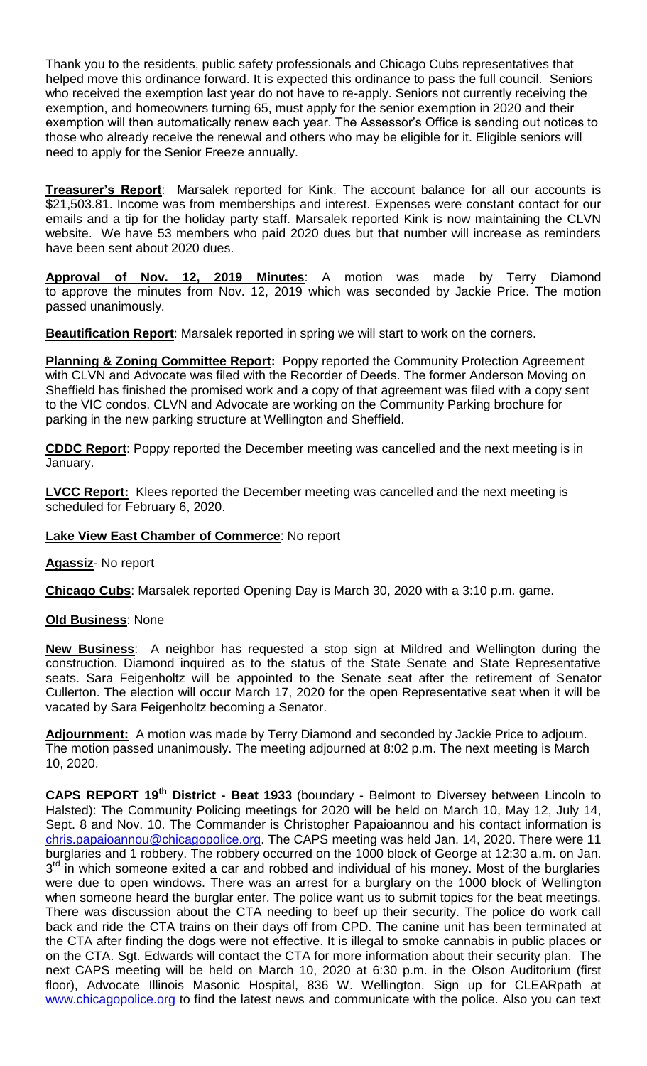Thank you to the residents, public safety professionals and Chicago Cubs representatives that helped move this ordinance forward. It is expected this ordinance to pass the full council. Seniors who received the exemption last year do not have to re-apply. Seniors not currently receiving the exemption, and homeowners turning 65, must apply for the senior exemption in 2020 and their exemption will then automatically renew each year. The Assessor's Office is sending out notices to those who already receive the renewal and others who may be eligible for it. Eligible seniors will need to apply for the Senior Freeze annually.

**Treasurer's Report**: Marsalek reported for Kink. The account balance for all our accounts is $21,503.81. Income was from memberships and interest. Expenses were constant contact for our emails and a tip for the holiday party staff. Marsalek reported Kink is now maintaining the CLVN website. We have 53 members who paid 2020 dues but that number will increase as reminders have been sent about 2020 dues.

**Approval of Nov. 12, 2019 Minutes**: A motion was made by Terry Diamond to approve the minutes from Nov. 12, 2019 which was seconded by Jackie Price. The motion passed unanimously.

**Beautification Report**: Marsalek reported in spring we will start to work on the corners.

**Planning & Zoning Committee Report:** Poppy reported the Community Protection Agreement with CLVN and Advocate was filed with the Recorder of Deeds. The former Anderson Moving on Sheffield has finished the promised work and a copy of that agreement was filed with a copy sent to the VIC condos. CLVN and Advocate are working on the Community Parking brochure for parking in the new parking structure at Wellington and Sheffield.

**CDDC Report**: Poppy reported the December meeting was cancelled and the next meeting is in January.

**LVCC Report:** Klees reported the December meeting was cancelled and the next meeting is scheduled for February 6, 2020.

**Lake View East Chamber of Commerce**: No report

**Agassiz**- No report

**Chicago Cubs**: Marsalek reported Opening Day is March 30, 2020 with a 3:10 p.m. game.

**Old Business**: None

**New Business**: A neighbor has requested a stop sign at Mildred and Wellington during the construction. Diamond inquired as to the status of the State Senate and State Representative seats. Sara Feigenholtz will be appointed to the Senate seat after the retirement of Senator Cullerton. The election will occur March 17, 2020 for the open Representative seat when it will be vacated by Sara Feigenholtz becoming a Senator.

**Adjournment:** A motion was made by Terry Diamond and seconded by Jackie Price to adjourn. The motion passed unanimously. The meeting adjourned at 8:02 p.m. The next meeting is March 10, 2020.

**CAPS REPORT 19th District - Beat 1933** (boundary - Belmont to Diversey between Lincoln to Halsted): The Community Policing meetings for 2020 will be held on March 10, May 12, July 14, Sept. 8 and Nov. 10. The Commander is Christopher Papaioannou and his contact information is chris.papaioannou@chicagopolice.org. The CAPS meeting was held Jan. 14, 2020. There were 11 burglaries and 1 robbery. The robbery occurred on the 1000 block of George at 12:30 a.m. on Jan. 3rd in which someone exited a car and robbed and individual of his money. Most of the burglaries were due to open windows. There was an arrest for a burglary on the 1000 block of Wellington when someone heard the burglar enter. The police want us to submit topics for the beat meetings. There was discussion about the CTA needing to beef up their security. The police do work call back and ride the CTA trains on their days off from CPD. The canine unit has been terminated at the CTA after finding the dogs were not effective. It is illegal to smoke cannabis in public places or on the CTA. Sgt. Edwards will contact the CTA for more information about their security plan. The next CAPS meeting will be held on March 10, 2020 at 6:30 p.m. in the Olson Auditorium (first floor), Advocate Illinois Masonic Hospital, 836 W. Wellington. Sign up for CLEARpath at www.chicagopolice.org to find the latest news and communicate with the police. Also you can text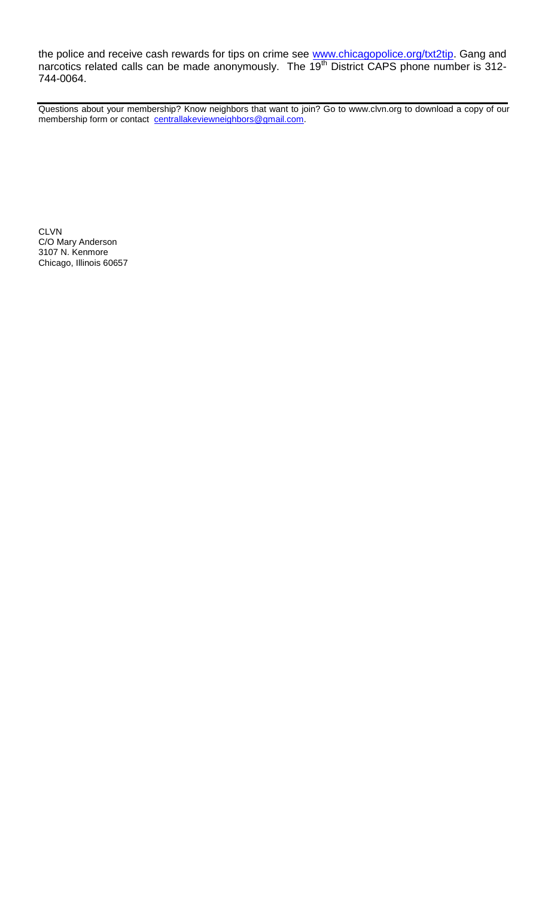the police and receive cash rewards for tips on crime see www.chicagopolice.org/txt2tip. Gang and narcotics related calls can be made anonymously. The 19th District CAPS phone number is 312-744-0064.

---

Questions about your membership? Know neighbors that want to join? Go to www.clvn.org to download a copy of our membership form or contact centrallakeviewneighbors@gmail.com.

CLVN
C/O Mary Anderson
3107 N. Kenmore
Chicago, Illinois 60657